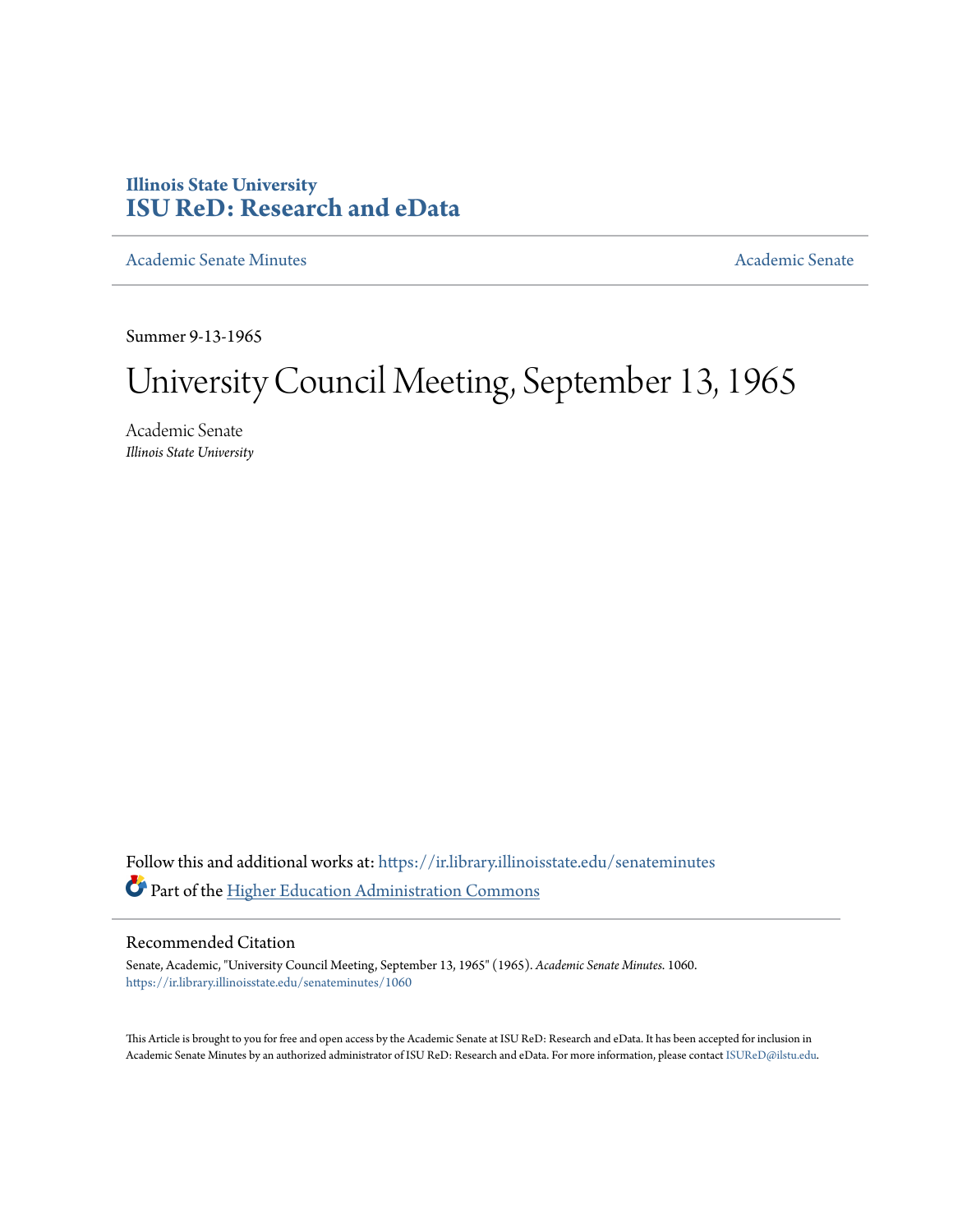**Illinois State University**
**ISU ReD: Research and eData**

Academic Senate Minutes | Academic Senate

Summer 9-13-1965

# University Council Meeting, September 13, 1965

Academic Senate
*Illinois State University*

Follow this and additional works at: https://ir.library.illinoisstate.edu/senateminutes

Part of the Higher Education Administration Commons

## Recommended Citation

Senate, Academic, "University Council Meeting, September 13, 1965" (1965). *Academic Senate Minutes*. 1060.
https://ir.library.illinoisstate.edu/senateminutes/1060

This Article is brought to you for free and open access by the Academic Senate at ISU ReD: Research and eData. It has been accepted for inclusion in Academic Senate Minutes by an authorized administrator of ISU ReD: Research and eData. For more information, please contact ISUReD@ilstu.edu.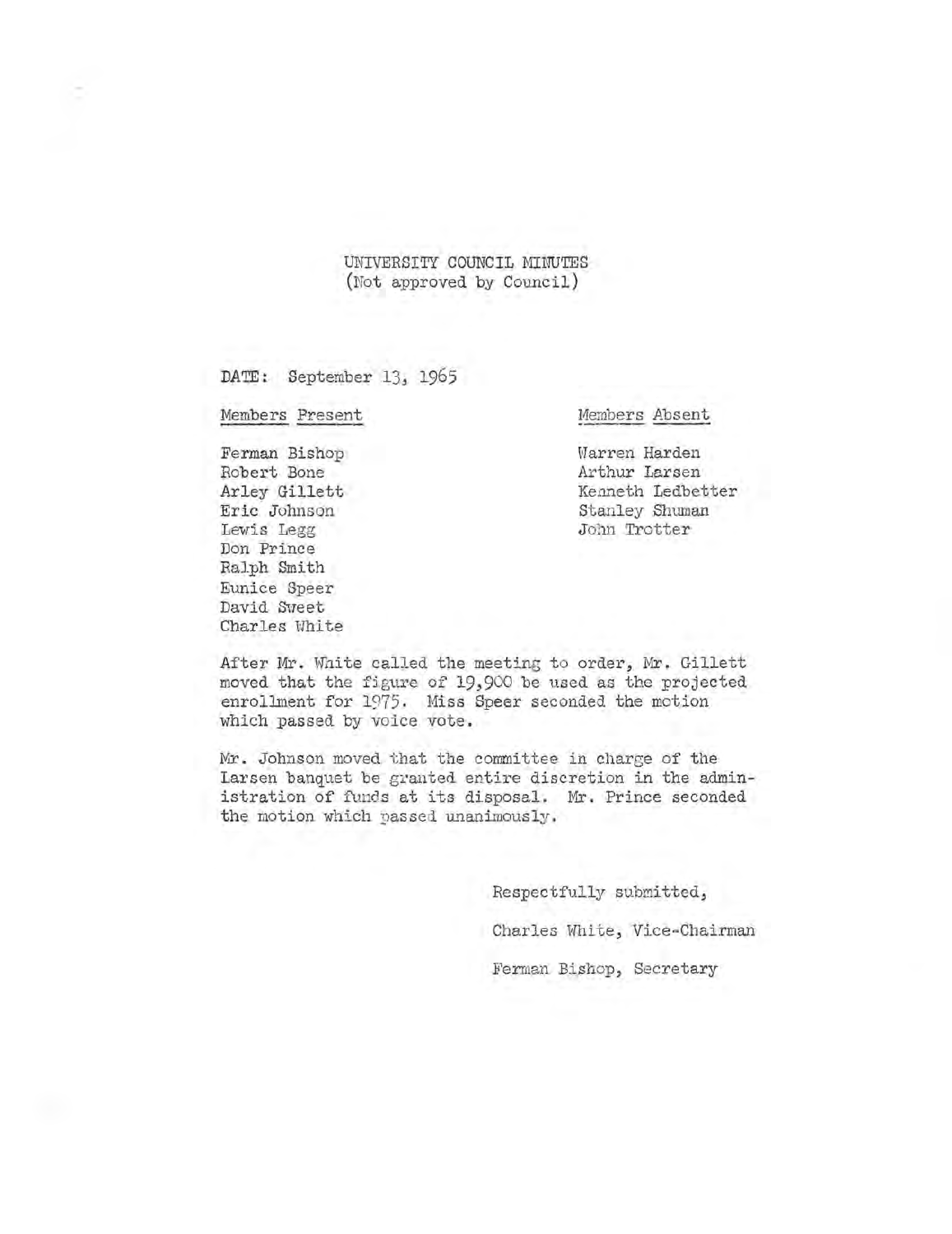# UNIVERSITY COUNCIL MINUTES
(Not approved by Council)

DATE: September 13, 1965

| Members Present | Members Absent |
| --- | --- |
| Ferman Bishop | Warren Harden |
| Robert Bone | Arthur Larsen |
| Arley Gillett | Kenneth Ledbetter |
| Eric Johnson | Stanley Shuman |
| Lewis Legg | John Trotter |
| Don Prince | |
| Ralph Smith | |
| Eunice Speer | |
| David Sweet | |
| Charles White | |

After Mr. White called the meeting to order, Mr. Gillett moved that the figure of 19,900 be used as the projected enrollment for 1975. Miss Speer seconded the motion which passed by voice vote.

Mr. Johnson moved that the committee in charge of the Larsen banquet be granted entire discretion in the administration of funds at its disposal. Mr. Prince seconded the motion which passed unanimously.

Respectfully submitted,

Charles White, Vice-Chairman

Ferman Bishop, Secretary